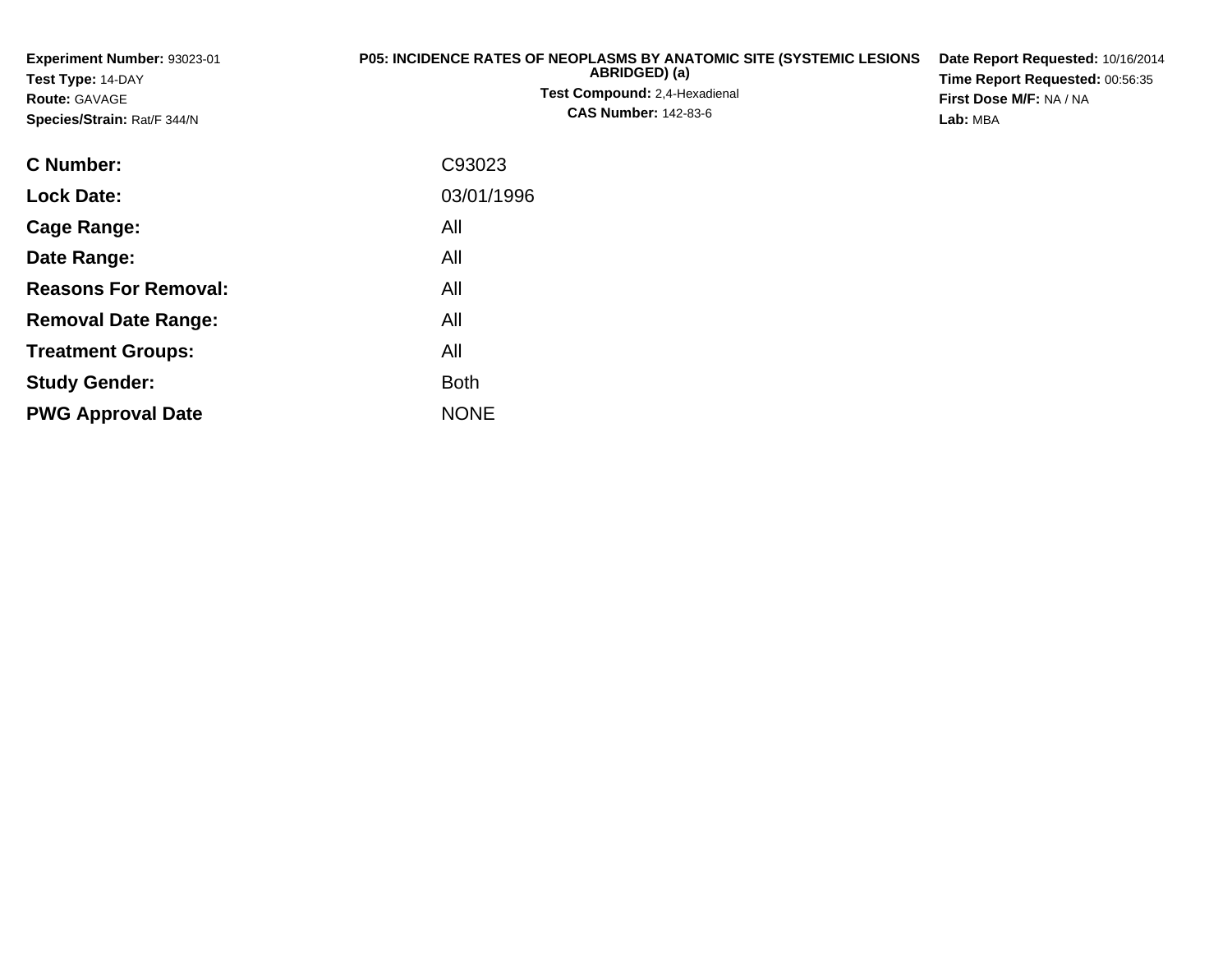**Experiment Number:** 93023-01
**Test Type:** 14-DAY
**Route:** GAVAGE
**Species/Strain:** Rat/F 344/N

**P05: INCIDENCE RATES OF NEOPLASMS BY ANATOMIC SITE (SYSTEMIC LESIONS ABRIDGED) (a)**
**Test Compound:** 2,4-Hexadienal
**CAS Number:** 142-83-6

**Date Report Requested:** 10/16/2014
**Time Report Requested:** 00:56:35
**First Dose M/F:** NA / NA
**Lab:** MBA

| | |
|---|---|
| **C Number:** | C93023 |
| **Lock Date:** | 03/01/1996 |
| **Cage Range:** | All |
| **Date Range:** | All |
| **Reasons For Removal:** | All |
| **Removal Date Range:** | All |
| **Treatment Groups:** | All |
| **Study Gender:** | Both |
| **PWG Approval Date** | NONE |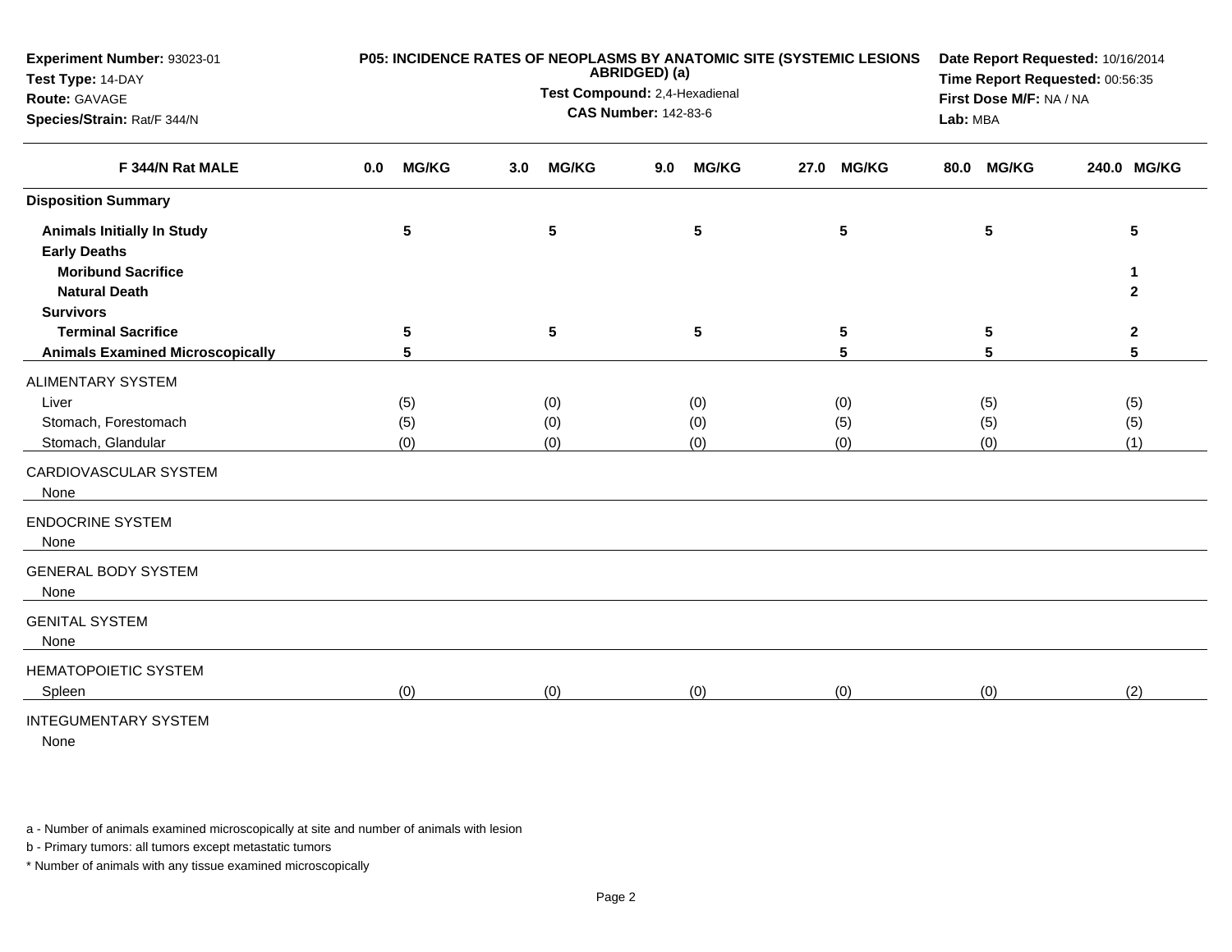**Experiment Number:** 93023-01
**Test Type:** 14-DAY
**Route:** GAVAGE
**Species/Strain:** Rat/F 344/N

**P05: INCIDENCE RATES OF NEOPLASMS BY ANATOMIC SITE (SYSTEMIC LESIONS ABRIDGED) (a)**
**Test Compound:** 2,4-Hexadienal
**CAS Number:** 142-83-6

**Date Report Requested:** 10/16/2014
**Time Report Requested:** 00:56:35
**First Dose M/F:** NA / NA
**Lab:** MBA

| F 344/N Rat MALE | 0.0 MG/KG | 3.0 MG/KG | 9.0 MG/KG | 27.0 MG/KG | 80.0 MG/KG | 240.0 MG/KG |
|---|---|---|---|---|---|---|
| **Disposition Summary** | | | | | | |
| **Animals Initially In Study** | 5 | 5 | 5 | 5 | 5 | 5 |
| **Early Deaths** | | | | | | |
| **Moribund Sacrifice** | | | | | | 1 |
| **Natural Death** | | | | | | 2 |
| **Survivors** | | | | | | |
| **Terminal Sacrifice** | 5 | 5 | 5 | 5 | 5 | 2 |
| **Animals Examined Microscopically** | 5 | | | 5 | 5 | 5 |
| ALIMENTARY SYSTEM | | | | | | |
| Liver | (5) | (0) | (0) | (0) | (5) | (5) |
| Stomach, Forestomach | (5) | (0) | (0) | (5) | (5) | (5) |
| Stomach, Glandular | (0) | (0) | (0) | (0) | (0) | (1) |
| CARDIOVASCULAR SYSTEM | | | | | | |
| None | | | | | | |
| ENDOCRINE SYSTEM | | | | | | |
| None | | | | | | |
| GENERAL BODY SYSTEM | | | | | | |
| None | | | | | | |
| GENITAL SYSTEM | | | | | | |
| None | | | | | | |
| HEMATOPOIETIC SYSTEM | | | | | | |
| Spleen | (0) | (0) | (0) | (0) | (0) | (2) |
| INTEGUMENTARY SYSTEM | | | | | | |
| None | | | | | | |

a - Number of animals examined microscopically at site and number of animals with lesion

b - Primary tumors: all tumors except metastatic tumors

* Number of animals with any tissue examined microscopically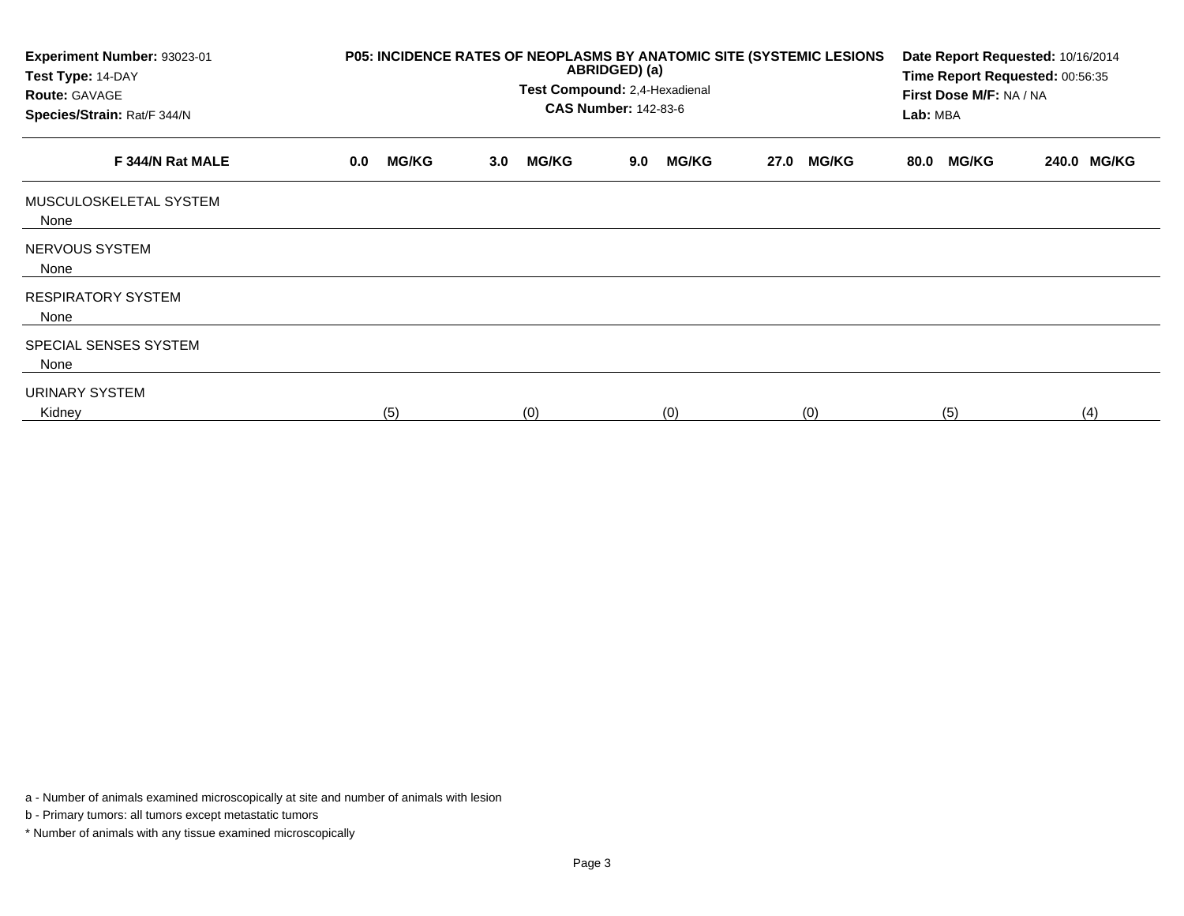**Experiment Number:** 93023-01
**Test Type:** 14-DAY
**Route:** GAVAGE
**Species/Strain:** Rat/F 344/N

**P05: INCIDENCE RATES OF NEOPLASMS BY ANATOMIC SITE (SYSTEMIC LESIONS ABRIDGED) (a)**
**Test Compound:** 2,4-Hexadienal
**CAS Number:** 142-83-6

**Date Report Requested:** 10/16/2014
**Time Report Requested:** 00:56:35
**First Dose M/F:** NA / NA
**Lab:** MBA

| F 344/N Rat MALE | 0.0 MG/KG | 3.0 MG/KG | 9.0 MG/KG | 27.0 MG/KG | 80.0 MG/KG | 240.0 MG/KG |
|---|---|---|---|---|---|---|
| MUSCULOSKELETAL SYSTEM | | | | | | |
| None | | | | | | |
| NERVOUS SYSTEM | | | | | | |
| None | | | | | | |
| RESPIRATORY SYSTEM | | | | | | |
| None | | | | | | |
| SPECIAL SENSES SYSTEM | | | | | | |
| None | | | | | | |
| URINARY SYSTEM | | | | | | |
| Kidney | (5) | (0) | (0) | (0) | (5) | (4) |

a - Number of animals examined microscopically at site and number of animals with lesion

b - Primary tumors: all tumors except metastatic tumors

* Number of animals with any tissue examined microscopically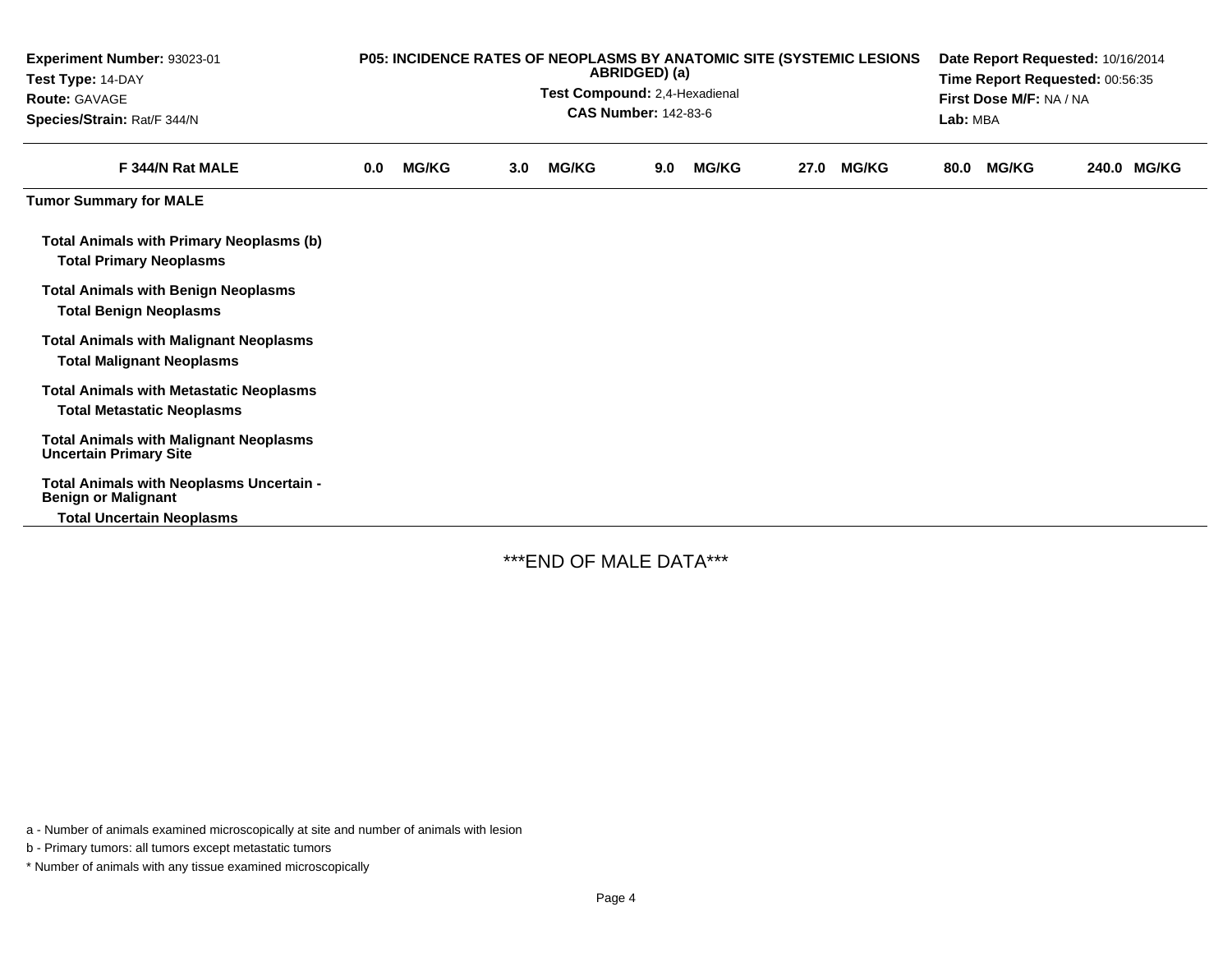**Experiment Number:** 93023-01
**Test Type:** 14-DAY
**Route:** GAVAGE
**Species/Strain:** Rat/F 344/N

**P05: INCIDENCE RATES OF NEOPLASMS BY ANATOMIC SITE (SYSTEMIC LESIONS ABRIDGED) (a)**
**Test Compound:** 2,4-Hexadienal
**CAS Number:** 142-83-6

**Date Report Requested:** 10/16/2014
**Time Report Requested:** 00:56:35
**First Dose M/F:** NA / NA
**Lab:** MBA

| F 344/N Rat MALE | 0.0 MG/KG | 3.0 MG/KG | 9.0 MG/KG | 27.0 MG/KG | 80.0 MG/KG | 240.0 MG/KG |
|---|---|---|---|---|---|---|
| **Tumor Summary for MALE** | | | | | | |
| **Total Animals with Primary Neoplasms (b)** | | | | | | |
| **Total Primary Neoplasms** | | | | | | |
| **Total Animals with Benign Neoplasms** | | | | | | |
| **Total Benign Neoplasms** | | | | | | |
| **Total Animals with Malignant Neoplasms** | | | | | | |
| **Total Malignant Neoplasms** | | | | | | |
| **Total Animals with Metastatic Neoplasms** | | | | | | |
| **Total Metastatic Neoplasms** | | | | | | |
| **Total Animals with Malignant Neoplasms Uncertain Primary Site** | | | | | | |
| **Total Animals with Neoplasms Uncertain - Benign or Malignant** | | | | | | |
| **Total Uncertain Neoplasms** | | | | | | |

***END OF MALE DATA***

a - Number of animals examined microscopically at site and number of animals with lesion

b - Primary tumors: all tumors except metastatic tumors

* Number of animals with any tissue examined microscopically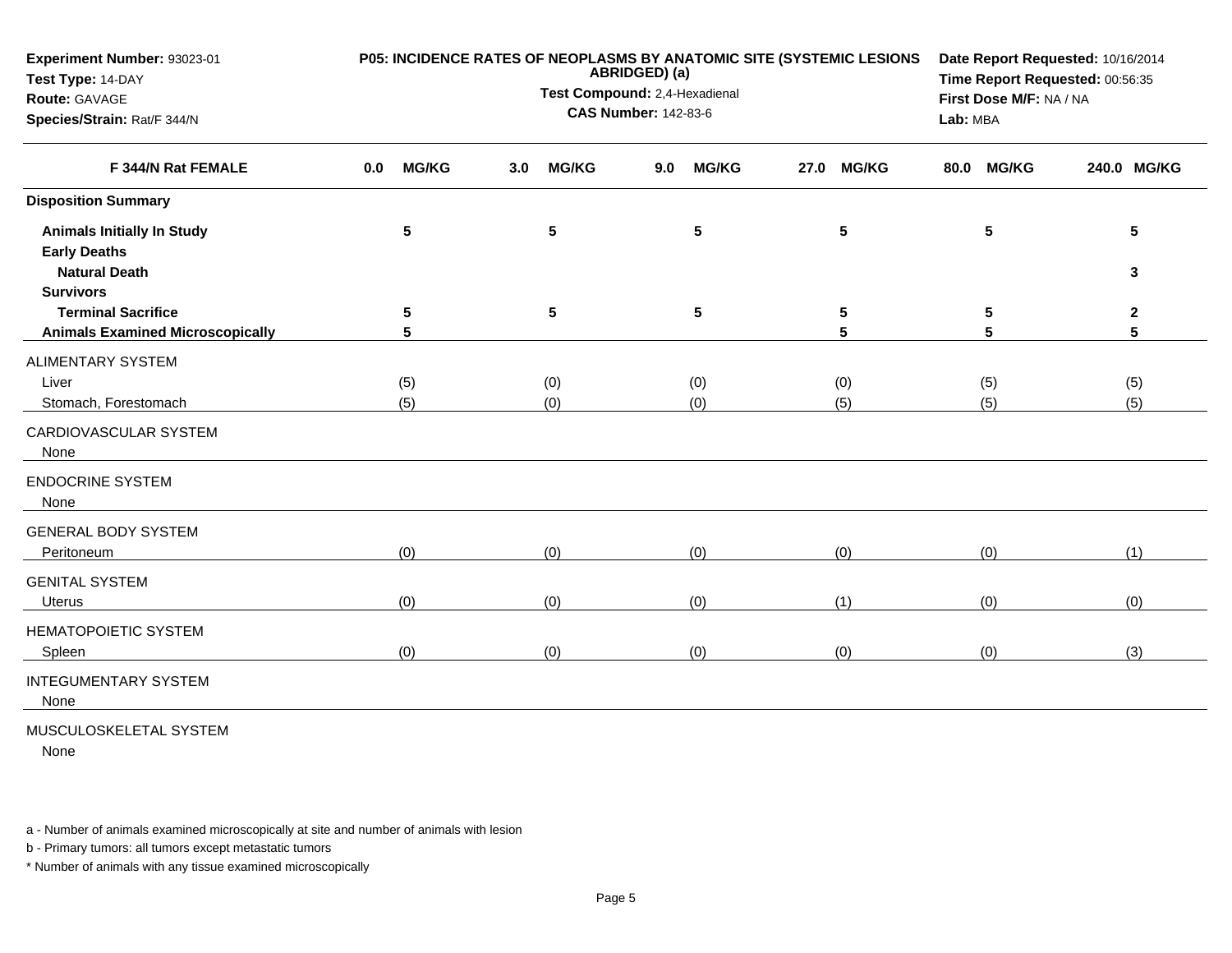**Experiment Number:** 93023-01
**Test Type:** 14-DAY
**Route:** GAVAGE
**Species/Strain:** Rat/F 344/N

**P05: INCIDENCE RATES OF NEOPLASMS BY ANATOMIC SITE (SYSTEMIC LESIONS ABRIDGED) (a)**
**Test Compound:** 2,4-Hexadienal
**CAS Number:** 142-83-6

**Date Report Requested:** 10/16/2014
**Time Report Requested:** 00:56:35
**First Dose M/F:** NA / NA
**Lab:** MBA

| F 344/N Rat FEMALE | 0.0 MG/KG | 3.0 MG/KG | 9.0 MG/KG | 27.0 MG/KG | 80.0 MG/KG | 240.0 MG/KG |
|---|---|---|---|---|---|---|
| **Disposition Summary** | | | | | | |
| **Animals Initially In Study** | 5 | 5 | 5 | 5 | 5 | 5 |
| **Early Deaths** | | | | | | |
| **Natural Death** | | | | | | 3 |
| **Survivors** | | | | | | |
| **Terminal Sacrifice** | 5 | 5 | 5 | 5 | 5 | 2 |
| **Animals Examined Microscopically** | 5 | | | 5 | 5 | 5 |
| ALIMENTARY SYSTEM | | | | | | |
| Liver | (5) | (0) | (0) | (0) | (5) | (5) |
| Stomach, Forestomach | (5) | (0) | (0) | (5) | (5) | (5) |
| CARDIOVASCULAR SYSTEM | | | | | | |
| None | | | | | | |
| ENDOCRINE SYSTEM | | | | | | |
| None | | | | | | |
| GENERAL BODY SYSTEM | | | | | | |
| Peritoneum | (0) | (0) | (0) | (0) | (0) | (1) |
| GENITAL SYSTEM | | | | | | |
| Uterus | (0) | (0) | (0) | (1) | (0) | (0) |
| HEMATOPOIETIC SYSTEM | | | | | | |
| Spleen | (0) | (0) | (0) | (0) | (0) | (3) |
| INTEGUMENTARY SYSTEM | | | | | | |
| None | | | | | | |
| MUSCULOSKELETAL SYSTEM | | | | | | |
| None | | | | | | |

a - Number of animals examined microscopically at site and number of animals with lesion

b - Primary tumors: all tumors except metastatic tumors

\* Number of animals with any tissue examined microscopically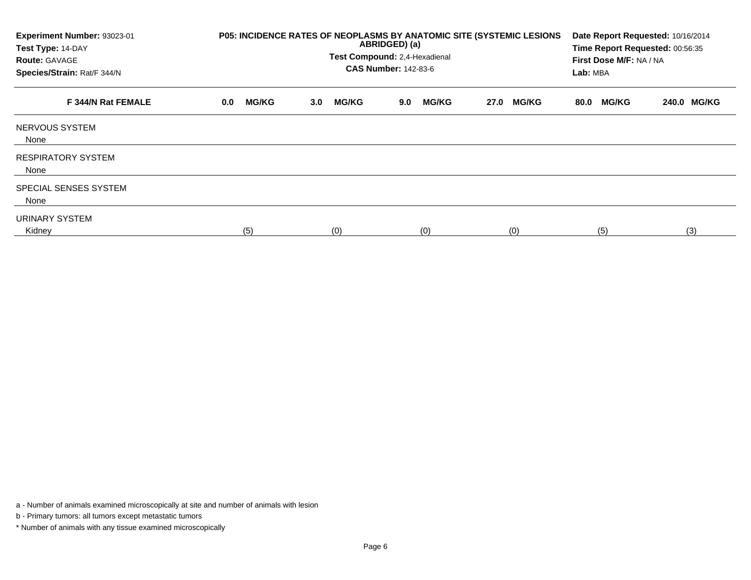**Experiment Number:** 93023-01
**Test Type:** 14-DAY
**Route:** GAVAGE
**Species/Strain:** Rat/F 344/N

**P05: INCIDENCE RATES OF NEOPLASMS BY ANATOMIC SITE (SYSTEMIC LESIONS ABRIDGED) (a)**
**Test Compound:** 2,4-Hexadienal
**CAS Number:** 142-83-6

**Date Report Requested:** 10/16/2014
**Time Report Requested:** 00:56:35
**First Dose M/F:** NA / NA
**Lab:** MBA

| F 344/N Rat FEMALE | 0.0 MG/KG | 3.0 MG/KG | 9.0 MG/KG | 27.0 MG/KG | 80.0 MG/KG | 240.0 MG/KG |
|---|---|---|---|---|---|---|
| NERVOUS SYSTEM | | | | | | |
| None | | | | | | |
| RESPIRATORY SYSTEM | | | | | | |
| None | | | | | | |
| SPECIAL SENSES SYSTEM | | | | | | |
| None | | | | | | |
| URINARY SYSTEM | | | | | | |
| Kidney | (5) | (0) | (0) | (0) | (5) | (3) |

a - Number of animals examined microscopically at site and number of animals with lesion

b - Primary tumors: all tumors except metastatic tumors

* Number of animals with any tissue examined microscopically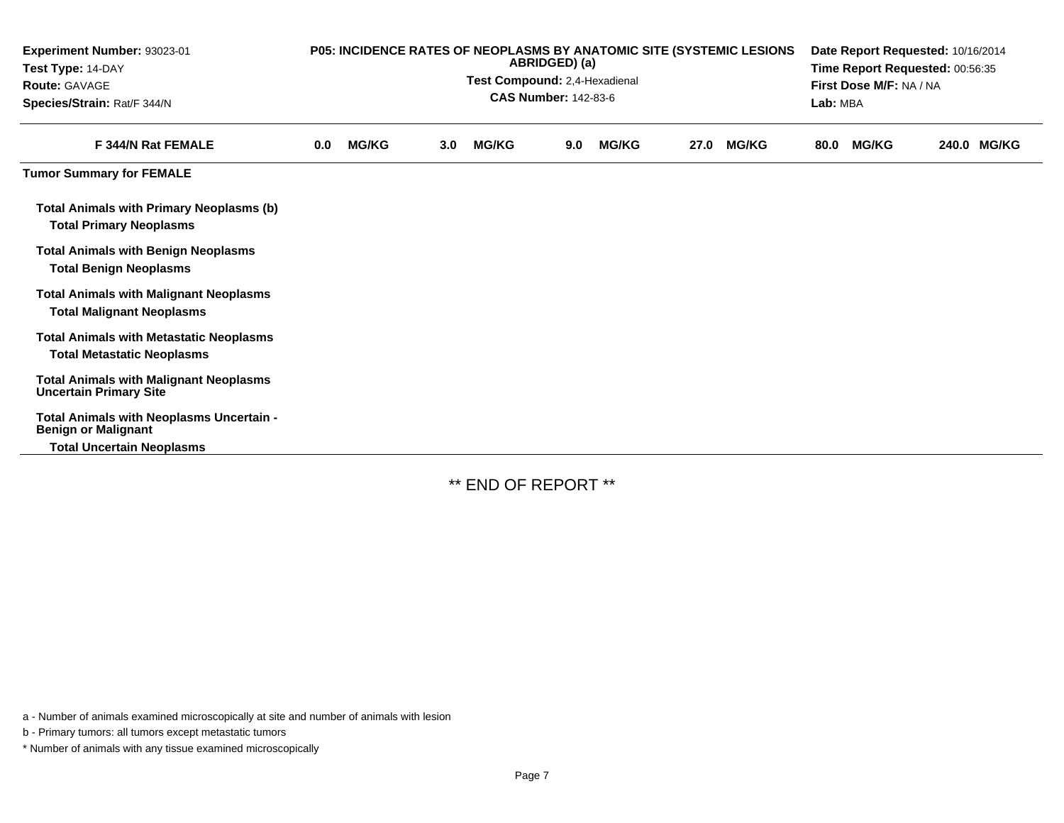| Experiment Number: 93023-01 | P05: INCIDENCE RATES OF NEOPLASMS BY ANATOMIC SITE (SYSTEMIC LESIONS ABRIDGED) (a) | Date Report Requested: 10/16/2014 |
|---|---|---|
| Test Type: 14-DAY | Test Compound: 2,4-Hexadienal | Time Report Requested: 00:56:35 |
| Route: GAVAGE | CAS Number: 142-83-6 | First Dose M/F: NA / NA |
| Species/Strain: Rat/F 344/N | | Lab: MBA |

| F 344/N Rat FEMALE | 0.0 MG/KG | 3.0 MG/KG | 9.0 MG/KG | 27.0 MG/KG | 80.0 MG/KG | 240.0 MG/KG |
|---|---|---|---|---|---|---|
| **Tumor Summary for FEMALE** | | | | | | |
| **Total Animals with Primary Neoplasms (b)** | | | | | | |
| **Total Primary Neoplasms** | | | | | | |
| **Total Animals with Benign Neoplasms** | | | | | | |
| **Total Benign Neoplasms** | | | | | | |
| **Total Animals with Malignant Neoplasms** | | | | | | |
| **Total Malignant Neoplasms** | | | | | | |
| **Total Animals with Metastatic Neoplasms** | | | | | | |
| **Total Metastatic Neoplasms** | | | | | | |
| **Total Animals with Malignant Neoplasms Uncertain Primary Site** | | | | | | |
| **Total Animals with Neoplasms Uncertain - Benign or Malignant** | | | | | | |
| **Total Uncertain Neoplasms** | | | | | | |

** END OF REPORT **

a - Number of animals examined microscopically at site and number of animals with lesion

b - Primary tumors: all tumors except metastatic tumors

* Number of animals with any tissue examined microscopically